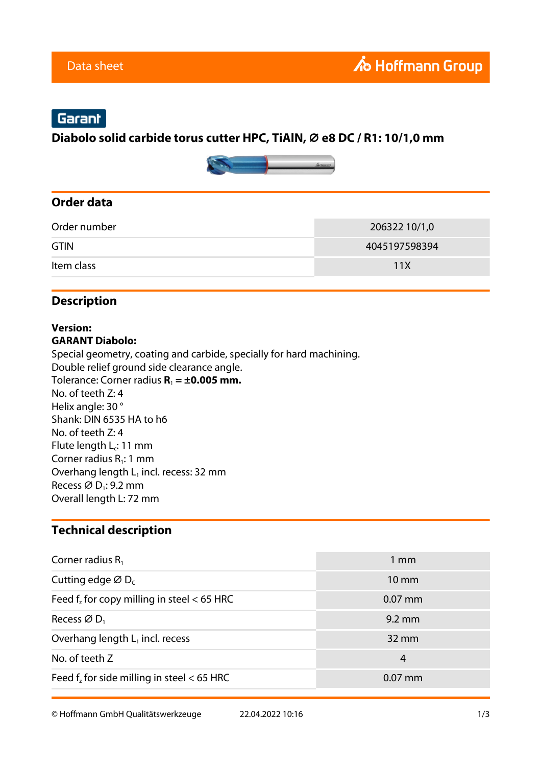Data sheet

Hoffmann Group

Garant

# Diabolo solid carbide torus cutter HPC, TiAlN, Ø e8 DC / R1: 10/1,0 mm

## Order data

| | |
|---|---|
| Order number | 206322 10/1,0 |
| GTIN | 4045197598394 |
| Item class | 11X |

## Description

**Version:**
**GARANT Diabolo:**
Special geometry, coating and carbide, specially for hard machining.
Double relief ground side clearance angle.
Tolerance: Corner radius **$R_1$ = ±0.005 mm.**
No. of teeth Z: 4
Helix angle: 30 °
Shank: DIN 6535 HA to h6
No. of teeth Z: 4
Flute length $L_c$: 11 mm
Corner radius $R_1$: 1 mm
Overhang length $L_1$ incl. recess: 32 mm
Recess Ø $D_1$: 9.2 mm
Overall length L: 72 mm

## Technical description

| | |
|---|---|
| Corner radius $R_1$ | 1 mm |
| Cutting edge Ø $D_c$ | 10 mm |
| Feed $f_z$ for copy milling in steel < 65 HRC | 0.07 mm |
| Recess Ø $D_1$ | 9.2 mm |
| Overhang length $L_1$ incl. recess | 32 mm |
| No. of teeth Z | 4 |
| Feed $f_z$ for side milling in steel < 65 HRC | 0.07 mm |

© Hoffmann GmbH Qualitätswerkzeuge 22.04.2022 10:16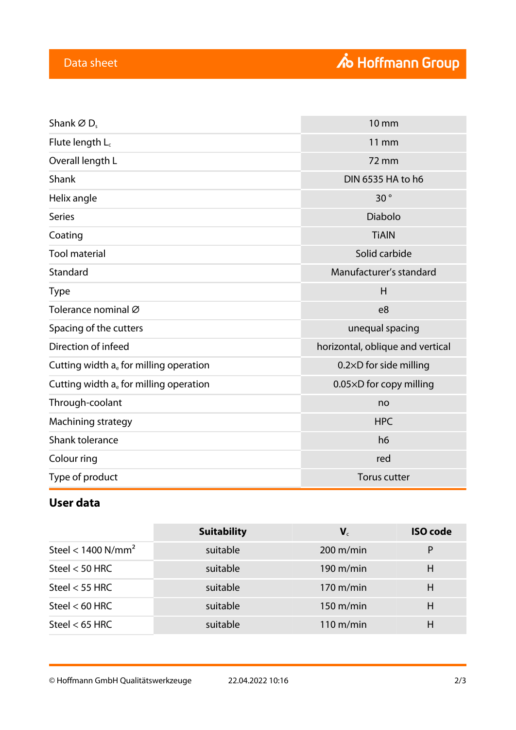| | |
|---|---|
| Shank ∅ $D_s$ | 10 mm |
| Flute length $L_c$ | 11 mm |
| Overall length L | 72 mm |
| Shank | DIN 6535 HA to h6 |
| Helix angle | 30 ° |
| Series | Diabolo |
| Coating | TiAlN |
| Tool material | Solid carbide |
| Standard | Manufacturer's standard |
| Type | H |
| Tolerance nominal ∅ | e8 |
| Spacing of the cutters | unequal spacing |
| Direction of infeed | horizontal, oblique and vertical |
| Cutting width $a_e$ for milling operation | 0.2×D for side milling |
| Cutting width $a_e$ for milling operation | 0.05×D for copy milling |
| Through-coolant | no |
| Machining strategy | HPC |
| Shank tolerance | h6 |
| Colour ring | red |
| Type of product | Torus cutter |

## User data

| | Suitability | $V_c$ | ISO code |
|---|---|---|---|
| Steel < 1400 N/mm² | suitable | 200 m/min | P |
| Steel < 50 HRC | suitable | 190 m/min | H |
| Steel < 55 HRC | suitable | 170 m/min | H |
| Steel < 60 HRC | suitable | 150 m/min | H |
| Steel < 65 HRC | suitable | 110 m/min | H |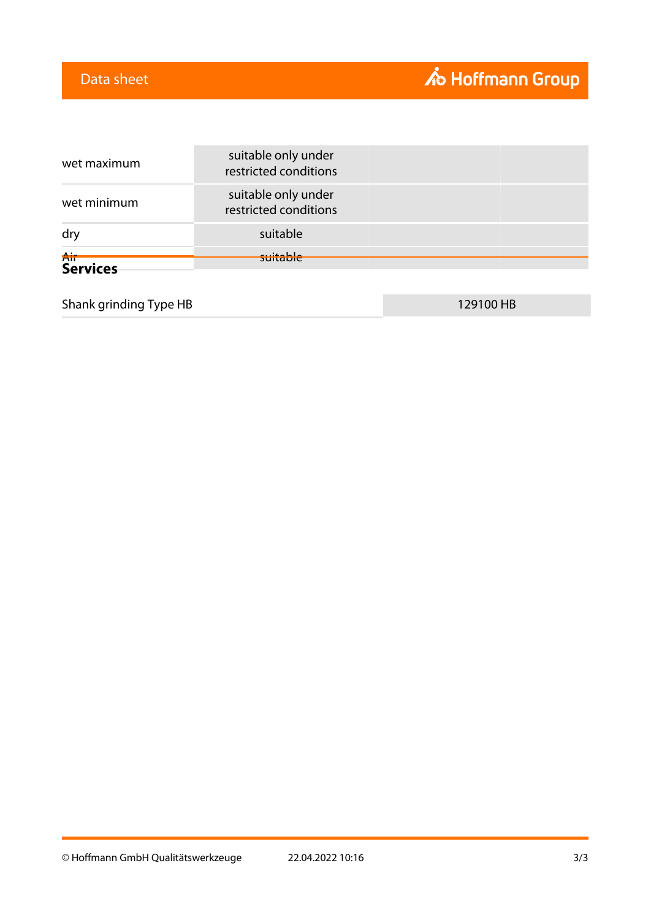| | | | |
|---|---|---|---|
| wet maximum | suitable only under restricted conditions | | |
| wet minimum | suitable only under restricted conditions | | |
| dry | suitable | | |
| Air | suitable | | |

## Services

| | |
|---|---|
| Shank grinding Type HB | 129100 HB |